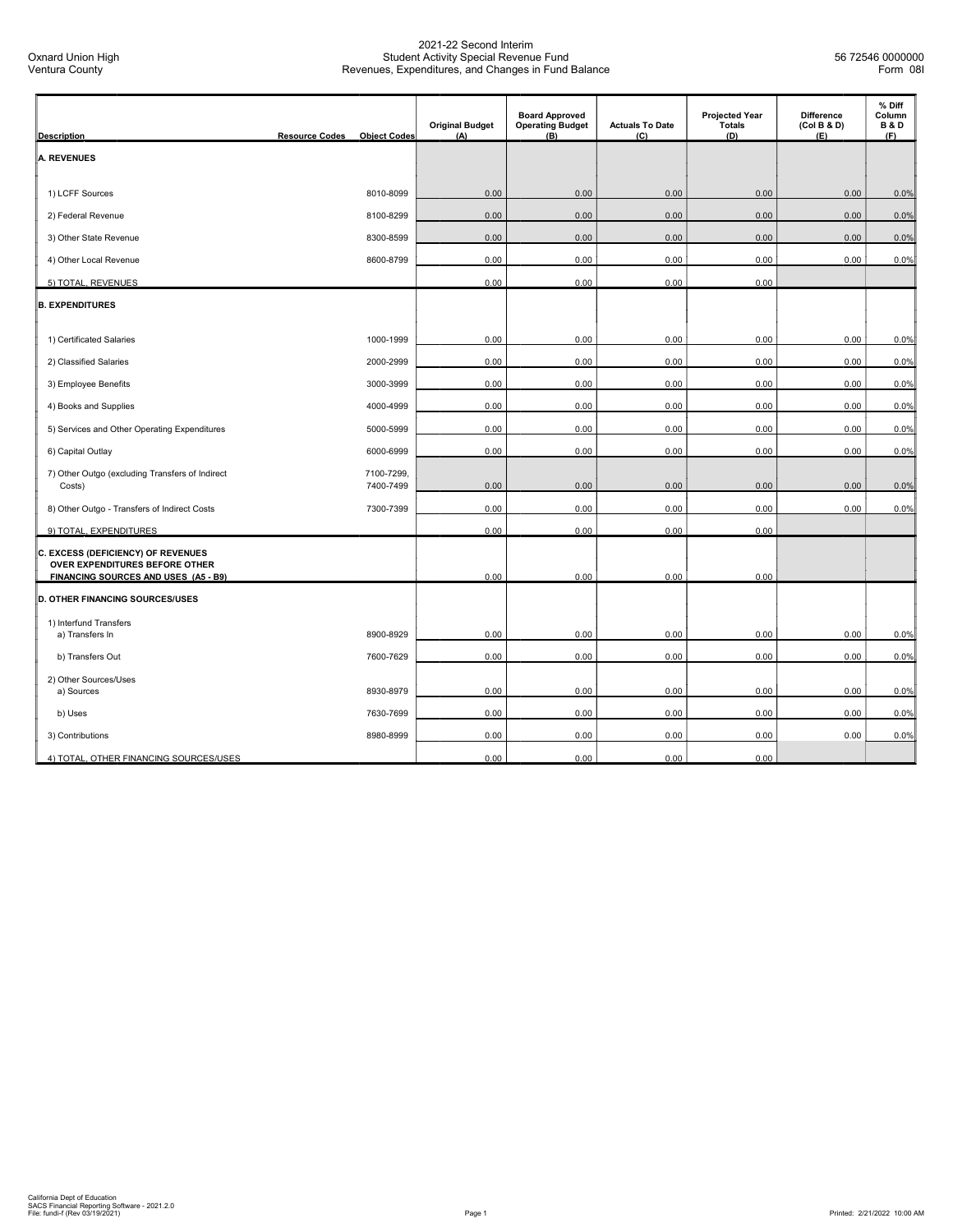Oxnard Union High
Ventura County

# 2021-22 Second Interim
## Student Activity Special Revenue Fund
## Revenues, Expenditures, and Changes in Fund Balance

56 72546 0000000
Form 08I

| Description | Resource Codes | Object Codes | Original Budget (A) | Board Approved Operating Budget (B) | Actuals To Date (C) | Projected Year Totals (D) | Difference (Col B & D) (E) | % Diff Column B & D (F) |
|---|---|---|---|---|---|---|---|---|
| **A. REVENUES** | | | | | | | | |
| 1) LCFF Sources | | 8010-8099 | 0.00 | 0.00 | 0.00 | 0.00 | 0.00 | 0.0% |
| 2) Federal Revenue | | 8100-8299 | 0.00 | 0.00 | 0.00 | 0.00 | 0.00 | 0.0% |
| 3) Other State Revenue | | 8300-8599 | 0.00 | 0.00 | 0.00 | 0.00 | 0.00 | 0.0% |
| 4) Other Local Revenue | | 8600-8799 | 0.00 | 0.00 | 0.00 | 0.00 | 0.00 | 0.0% |
| 5) TOTAL, REVENUES | | | 0.00 | 0.00 | 0.00 | 0.00 | | |
| **B. EXPENDITURES** | | | | | | | | |
| 1) Certificated Salaries | | 1000-1999 | 0.00 | 0.00 | 0.00 | 0.00 | 0.00 | 0.0% |
| 2) Classified Salaries | | 2000-2999 | 0.00 | 0.00 | 0.00 | 0.00 | 0.00 | 0.0% |
| 3) Employee Benefits | | 3000-3999 | 0.00 | 0.00 | 0.00 | 0.00 | 0.00 | 0.0% |
| 4) Books and Supplies | | 4000-4999 | 0.00 | 0.00 | 0.00 | 0.00 | 0.00 | 0.0% |
| 5) Services and Other Operating Expenditures | | 5000-5999 | 0.00 | 0.00 | 0.00 | 0.00 | 0.00 | 0.0% |
| 6) Capital Outlay | | 6000-6999 | 0.00 | 0.00 | 0.00 | 0.00 | 0.00 | 0.0% |
| 7) Other Outgo (excluding Transfers of Indirect Costs) | | 7100-7299, 7400-7499 | 0.00 | 0.00 | 0.00 | 0.00 | 0.00 | 0.0% |
| 8) Other Outgo - Transfers of Indirect Costs | | 7300-7399 | 0.00 | 0.00 | 0.00 | 0.00 | 0.00 | 0.0% |
| 9) TOTAL, EXPENDITURES | | | 0.00 | 0.00 | 0.00 | 0.00 | | |
| **C. EXCESS (DEFICIENCY) OF REVENUES OVER EXPENDITURES BEFORE OTHER FINANCING SOURCES AND USES (A5 - B9)** | | | 0.00 | 0.00 | 0.00 | 0.00 | | |
| **D. OTHER FINANCING SOURCES/USES** | | | | | | | | |
| 1) Interfund Transfers<br>a) Transfers In | | 8900-8929 | 0.00 | 0.00 | 0.00 | 0.00 | 0.00 | 0.0% |
| b) Transfers Out | | 7600-7629 | 0.00 | 0.00 | 0.00 | 0.00 | 0.00 | 0.0% |
| 2) Other Sources/Uses<br>a) Sources | | 8930-8979 | 0.00 | 0.00 | 0.00 | 0.00 | 0.00 | 0.0% |
| b) Uses | | 7630-7699 | 0.00 | 0.00 | 0.00 | 0.00 | 0.00 | 0.0% |
| 3) Contributions | | 8980-8999 | 0.00 | 0.00 | 0.00 | 0.00 | 0.00 | 0.0% |
| 4) TOTAL, OTHER FINANCING SOURCES/USES | | | 0.00 | 0.00 | 0.00 | 0.00 | | |

California Dept of Education
SACS Financial Reporting Software - 2021.2.0
File: fundi-f (Rev 03/19/2021)

Printed: 2/21/2022 10:00 AM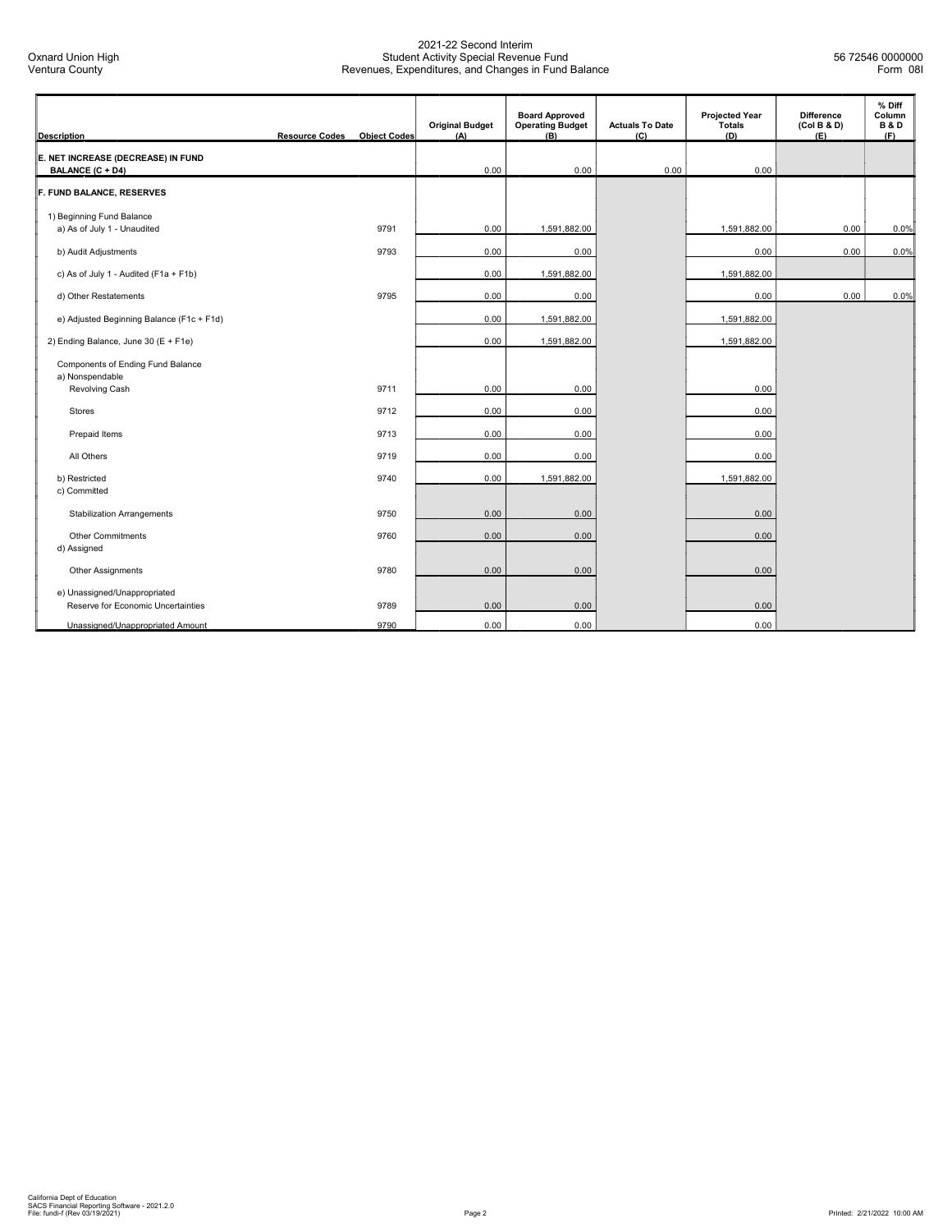Oxnard Union High
Ventura County

# 2021-22 Second Interim
## Student Activity Special Revenue Fund
## Revenues, Expenditures, and Changes in Fund Balance

56 72546 0000000
Form 08I

| Description | Resource Codes | Object Codes | Original Budget (A) | Board Approved Operating Budget (B) | Actuals To Date (C) | Projected Year Totals (D) | Difference (Col B & D) (E) | % Diff Column B & D (F) |
|---|---|---|---|---|---|---|---|---|
| **E. NET INCREASE (DECREASE) IN FUND BALANCE (C + D4)** | | | 0.00 | 0.00 | 0.00 | 0.00 | | |
| **F. FUND BALANCE, RESERVES** | | | | | | | | |
| 1) Beginning Fund Balance | | | | | | | | |
| a) As of July 1 - Unaudited | | 9791 | 0.00 | 1,591,882.00 | | 1,591,882.00 | 0.00 | 0.0% |
| b) Audit Adjustments | | 9793 | 0.00 | 0.00 | | 0.00 | 0.00 | 0.0% |
| c) As of July 1 - Audited (F1a + F1b) | | | 0.00 | 1,591,882.00 | | 1,591,882.00 | | |
| d) Other Restatements | | 9795 | 0.00 | 0.00 | | 0.00 | 0.00 | 0.0% |
| e) Adjusted Beginning Balance (F1c + F1d) | | | 0.00 | 1,591,882.00 | | 1,591,882.00 | | |
| 2) Ending Balance, June 30 (E + F1e) | | | 0.00 | 1,591,882.00 | | 1,591,882.00 | | |
| Components of Ending Fund Balance | | | | | | | | |
| a) Nonspendable | | | | | | | | |
| Revolving Cash | | 9711 | 0.00 | 0.00 | | 0.00 | | |
| Stores | | 9712 | 0.00 | 0.00 | | 0.00 | | |
| Prepaid Items | | 9713 | 0.00 | 0.00 | | 0.00 | | |
| All Others | | 9719 | 0.00 | 0.00 | | 0.00 | | |
| b) Restricted | | 9740 | 0.00 | 1,591,882.00 | | 1,591,882.00 | | |
| c) Committed | | | | | | | | |
| Stabilization Arrangements | | 9750 | 0.00 | 0.00 | | 0.00 | | |
| Other Commitments | | 9760 | 0.00 | 0.00 | | 0.00 | | |
| d) Assigned | | | | | | | | |
| Other Assignments | | 9780 | 0.00 | 0.00 | | 0.00 | | |
| e) Unassigned/Unappropriated | | | | | | | | |
| Reserve for Economic Uncertainties | | 9789 | 0.00 | 0.00 | | 0.00 | | |
| Unassigned/Unappropriated Amount | | 9790 | 0.00 | 0.00 | | 0.00 | | |

California Dept of Education
SACS Financial Reporting Software - 2021.2.0
File: fundi-f (Rev 03/19/2021)

Printed: 2/21/2022 10:00 AM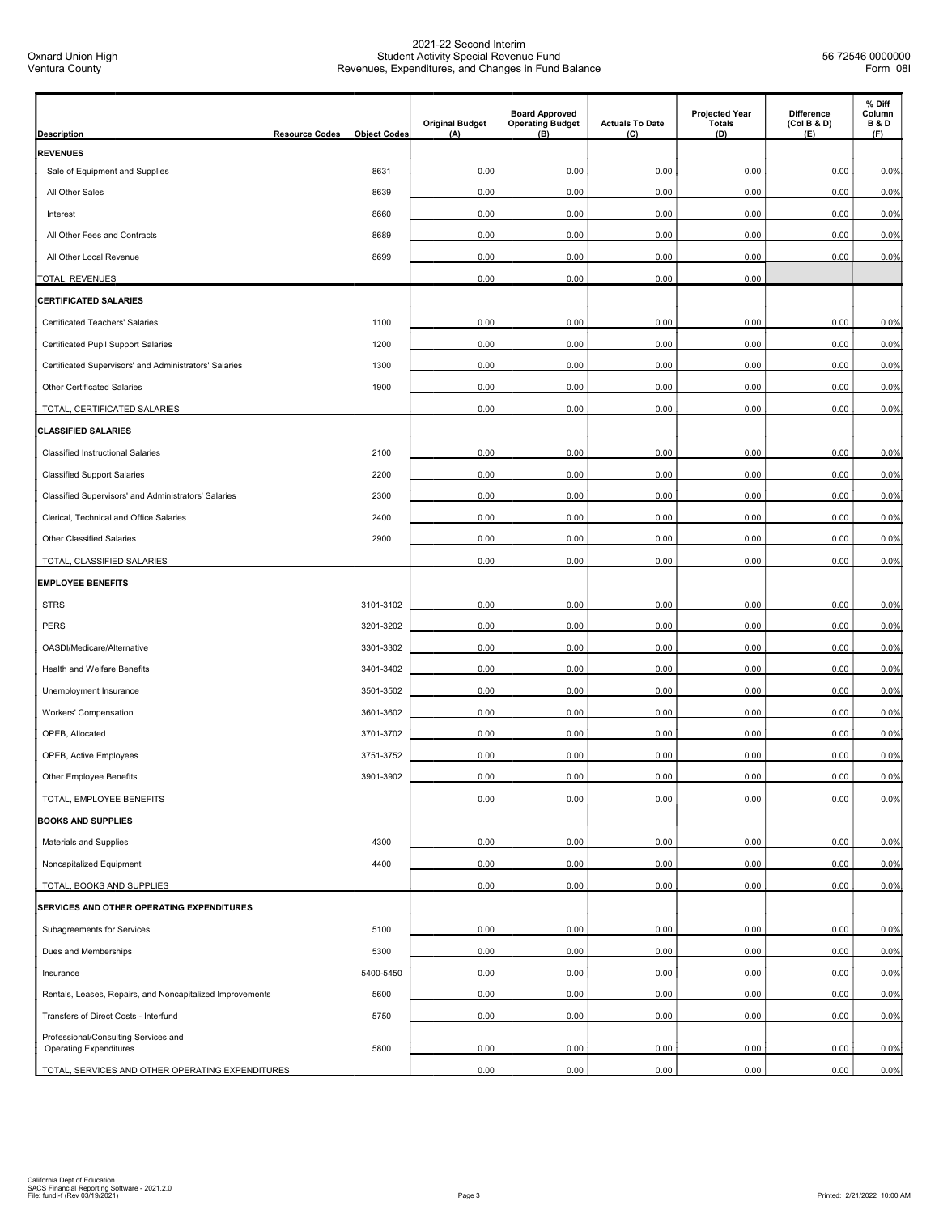Oxnard Union High
Ventura County

## 2021-22 Second Interim
## Student Activity Special Revenue Fund
## Revenues, Expenditures, and Changes in Fund Balance

56 72546 0000000
Form 08I

| Description | Resource Codes | Object Codes | Original Budget (A) | Board Approved Operating Budget (B) | Actuals To Date (C) | Projected Year Totals (D) | Difference (Col B & D) (E) | % Diff Column B & D (F) |
|---|---|---|---|---|---|---|---|---|
| **REVENUES** | | | | | | | | |
| Sale of Equipment and Supplies | | 8631 | 0.00 | 0.00 | 0.00 | 0.00 | 0.00 | 0.0% |
| All Other Sales | | 8639 | 0.00 | 0.00 | 0.00 | 0.00 | 0.00 | 0.0% |
| Interest | | 8660 | 0.00 | 0.00 | 0.00 | 0.00 | 0.00 | 0.0% |
| All Other Fees and Contracts | | 8689 | 0.00 | 0.00 | 0.00 | 0.00 | 0.00 | 0.0% |
| All Other Local Revenue | | 8699 | 0.00 | 0.00 | 0.00 | 0.00 | 0.00 | 0.0% |
| TOTAL, REVENUES | | | 0.00 | 0.00 | 0.00 | 0.00 | | |
| **CERTIFICATED SALARIES** | | | | | | | | |
| Certificated Teachers' Salaries | | 1100 | 0.00 | 0.00 | 0.00 | 0.00 | 0.00 | 0.0% |
| Certificated Pupil Support Salaries | | 1200 | 0.00 | 0.00 | 0.00 | 0.00 | 0.00 | 0.0% |
| Certificated Supervisors' and Administrators' Salaries | | 1300 | 0.00 | 0.00 | 0.00 | 0.00 | 0.00 | 0.0% |
| Other Certificated Salaries | | 1900 | 0.00 | 0.00 | 0.00 | 0.00 | 0.00 | 0.0% |
| TOTAL, CERTIFICATED SALARIES | | | 0.00 | 0.00 | 0.00 | 0.00 | 0.00 | 0.0% |
| **CLASSIFIED SALARIES** | | | | | | | | |
| Classified Instructional Salaries | | 2100 | 0.00 | 0.00 | 0.00 | 0.00 | 0.00 | 0.0% |
| Classified Support Salaries | | 2200 | 0.00 | 0.00 | 0.00 | 0.00 | 0.00 | 0.0% |
| Classified Supervisors' and Administrators' Salaries | | 2300 | 0.00 | 0.00 | 0.00 | 0.00 | 0.00 | 0.0% |
| Clerical, Technical and Office Salaries | | 2400 | 0.00 | 0.00 | 0.00 | 0.00 | 0.00 | 0.0% |
| Other Classified Salaries | | 2900 | 0.00 | 0.00 | 0.00 | 0.00 | 0.00 | 0.0% |
| TOTAL, CLASSIFIED SALARIES | | | 0.00 | 0.00 | 0.00 | 0.00 | 0.00 | 0.0% |
| **EMPLOYEE BENEFITS** | | | | | | | | |
| STRS | | 3101-3102 | 0.00 | 0.00 | 0.00 | 0.00 | 0.00 | 0.0% |
| PERS | | 3201-3202 | 0.00 | 0.00 | 0.00 | 0.00 | 0.00 | 0.0% |
| OASDI/Medicare/Alternative | | 3301-3302 | 0.00 | 0.00 | 0.00 | 0.00 | 0.00 | 0.0% |
| Health and Welfare Benefits | | 3401-3402 | 0.00 | 0.00 | 0.00 | 0.00 | 0.00 | 0.0% |
| Unemployment Insurance | | 3501-3502 | 0.00 | 0.00 | 0.00 | 0.00 | 0.00 | 0.0% |
| Workers' Compensation | | 3601-3602 | 0.00 | 0.00 | 0.00 | 0.00 | 0.00 | 0.0% |
| OPEB, Allocated | | 3701-3702 | 0.00 | 0.00 | 0.00 | 0.00 | 0.00 | 0.0% |
| OPEB, Active Employees | | 3751-3752 | 0.00 | 0.00 | 0.00 | 0.00 | 0.00 | 0.0% |
| Other Employee Benefits | | 3901-3902 | 0.00 | 0.00 | 0.00 | 0.00 | 0.00 | 0.0% |
| TOTAL, EMPLOYEE BENEFITS | | | 0.00 | 0.00 | 0.00 | 0.00 | 0.00 | 0.0% |
| **BOOKS AND SUPPLIES** | | | | | | | | |
| Materials and Supplies | | 4300 | 0.00 | 0.00 | 0.00 | 0.00 | 0.00 | 0.0% |
| Noncapitalized Equipment | | 4400 | 0.00 | 0.00 | 0.00 | 0.00 | 0.00 | 0.0% |
| TOTAL, BOOKS AND SUPPLIES | | | 0.00 | 0.00 | 0.00 | 0.00 | 0.00 | 0.0% |
| **SERVICES AND OTHER OPERATING EXPENDITURES** | | | | | | | | |
| Subagreements for Services | | 5100 | 0.00 | 0.00 | 0.00 | 0.00 | 0.00 | 0.0% |
| Dues and Memberships | | 5300 | 0.00 | 0.00 | 0.00 | 0.00 | 0.00 | 0.0% |
| Insurance | | 5400-5450 | 0.00 | 0.00 | 0.00 | 0.00 | 0.00 | 0.0% |
| Rentals, Leases, Repairs, and Noncapitalized Improvements | | 5600 | 0.00 | 0.00 | 0.00 | 0.00 | 0.00 | 0.0% |
| Transfers of Direct Costs - Interfund | | 5750 | 0.00 | 0.00 | 0.00 | 0.00 | 0.00 | 0.0% |
| Professional/Consulting Services and Operating Expenditures | | 5800 | 0.00 | 0.00 | 0.00 | 0.00 | 0.00 | 0.0% |
| TOTAL, SERVICES AND OTHER OPERATING EXPENDITURES | | | 0.00 | 0.00 | 0.00 | 0.00 | 0.00 | 0.0% |

California Dept of Education
SACS Financial Reporting Software - 2021.2.0
File: fundi-f (Rev 03/19/2021)

Printed: 2/21/2022 10:00 AM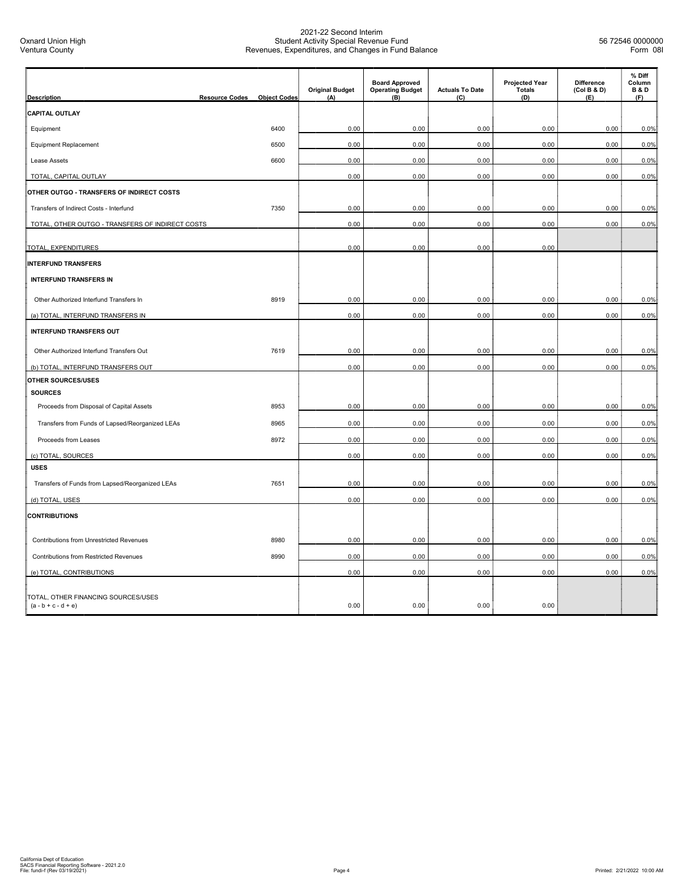2021-22 Second Interim
Student Activity Special Revenue Fund
Revenues, Expenditures, and Changes in Fund Balance

Oxnard Union High
Ventura County

56 72546 0000000
Form 08I

| Description | Resource Codes | Object Codes | Original Budget (A) | Board Approved Operating Budget (B) | Actuals To Date (C) | Projected Year Totals (D) | Difference (Col B & D) (E) | % Diff Column B & D (F) |
|---|---|---|---|---|---|---|---|---|
| **CAPITAL OUTLAY** | | | | | | | | |
| Equipment | | 6400 | 0.00 | 0.00 | 0.00 | 0.00 | 0.00 | 0.0% |
| Equipment Replacement | | 6500 | 0.00 | 0.00 | 0.00 | 0.00 | 0.00 | 0.0% |
| Lease Assets | | 6600 | 0.00 | 0.00 | 0.00 | 0.00 | 0.00 | 0.0% |
| TOTAL, CAPITAL OUTLAY | | | 0.00 | 0.00 | 0.00 | 0.00 | 0.00 | 0.0% |
| **OTHER OUTGO - TRANSFERS OF INDIRECT COSTS** | | | | | | | | |
| Transfers of Indirect Costs - Interfund | | 7350 | 0.00 | 0.00 | 0.00 | 0.00 | 0.00 | 0.0% |
| TOTAL, OTHER OUTGO - TRANSFERS OF INDIRECT COSTS | | | 0.00 | 0.00 | 0.00 | 0.00 | 0.00 | 0.0% |
| TOTAL, EXPENDITURES | | | 0.00 | 0.00 | 0.00 | 0.00 | | |
| **INTERFUND TRANSFERS** | | | | | | | | |
| **INTERFUND TRANSFERS IN** | | | | | | | | |
| Other Authorized Interfund Transfers In | | 8919 | 0.00 | 0.00 | 0.00 | 0.00 | 0.00 | 0.0% |
| (a) TOTAL, INTERFUND TRANSFERS IN | | | 0.00 | 0.00 | 0.00 | 0.00 | 0.00 | 0.0% |
| **INTERFUND TRANSFERS OUT** | | | | | | | | |
| Other Authorized Interfund Transfers Out | | 7619 | 0.00 | 0.00 | 0.00 | 0.00 | 0.00 | 0.0% |
| (b) TOTAL, INTERFUND TRANSFERS OUT | | | 0.00 | 0.00 | 0.00 | 0.00 | 0.00 | 0.0% |
| **OTHER SOURCES/USES** | | | | | | | | |
| **SOURCES** | | | | | | | | |
| Proceeds from Disposal of Capital Assets | | 8953 | 0.00 | 0.00 | 0.00 | 0.00 | 0.00 | 0.0% |
| Transfers from Funds of Lapsed/Reorganized LEAs | | 8965 | 0.00 | 0.00 | 0.00 | 0.00 | 0.00 | 0.0% |
| Proceeds from Leases | | 8972 | 0.00 | 0.00 | 0.00 | 0.00 | 0.00 | 0.0% |
| (c) TOTAL, SOURCES | | | 0.00 | 0.00 | 0.00 | 0.00 | 0.00 | 0.0% |
| **USES** | | | | | | | | |
| Transfers of Funds from Lapsed/Reorganized LEAs | | 7651 | 0.00 | 0.00 | 0.00 | 0.00 | 0.00 | 0.0% |
| (d) TOTAL, USES | | | 0.00 | 0.00 | 0.00 | 0.00 | 0.00 | 0.0% |
| **CONTRIBUTIONS** | | | | | | | | |
| Contributions from Unrestricted Revenues | | 8980 | 0.00 | 0.00 | 0.00 | 0.00 | 0.00 | 0.0% |
| Contributions from Restricted Revenues | | 8990 | 0.00 | 0.00 | 0.00 | 0.00 | 0.00 | 0.0% |
| (e) TOTAL, CONTRIBUTIONS | | | 0.00 | 0.00 | 0.00 | 0.00 | 0.00 | 0.0% |
| TOTAL, OTHER FINANCING SOURCES/USES (a - b + c - d + e) | | | 0.00 | 0.00 | 0.00 | 0.00 | | |

California Dept of Education
SACS Financial Reporting Software - 2021.2.0
File: fundi-f (Rev 03/19/2021)

Printed: 2/21/2022 10:00 AM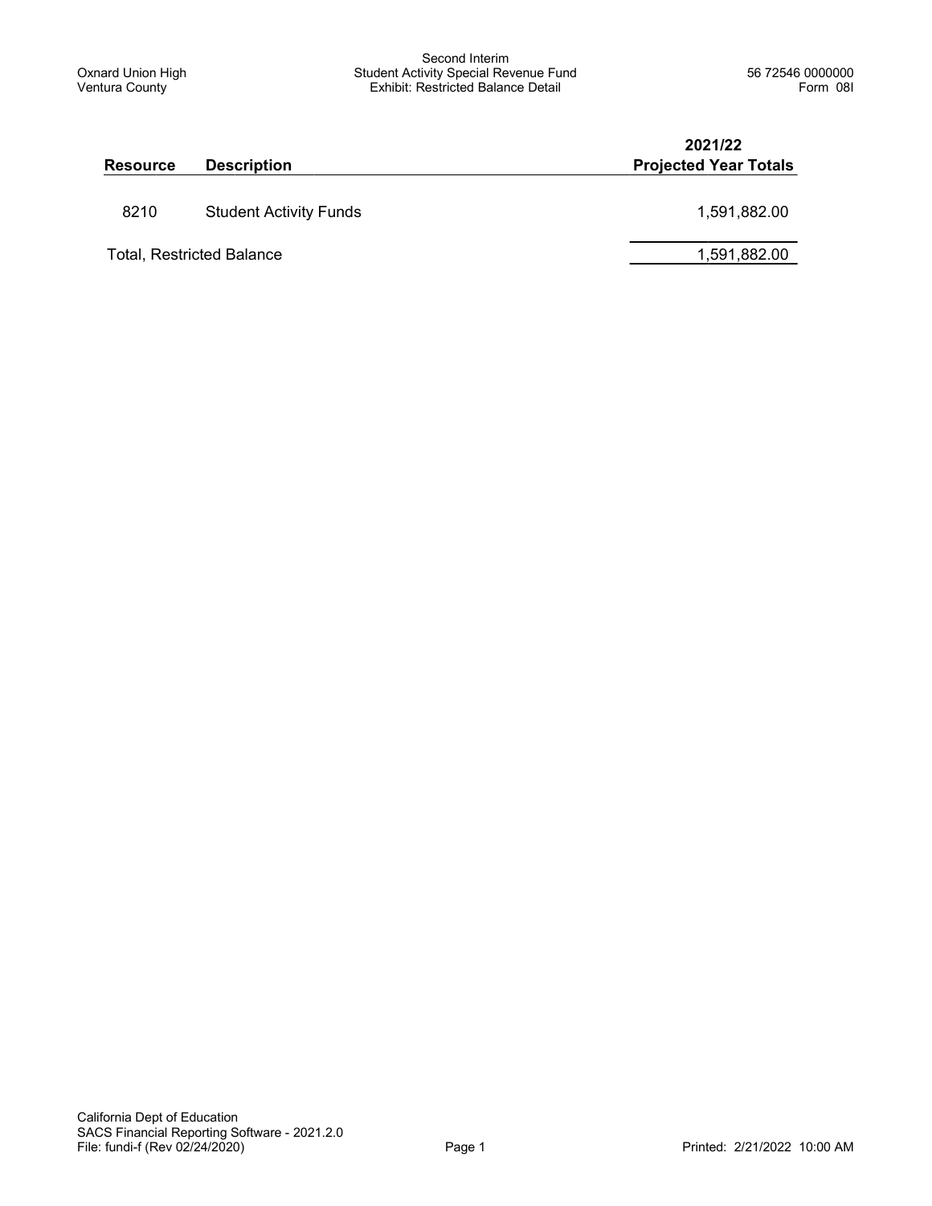Oxnard Union High
Ventura County

Second Interim
Student Activity Special Revenue Fund
Exhibit: Restricted Balance Detail

56 72546 0000000
Form 08I

| Resource | Description | 2021/22 Projected Year Totals |
|---|---|---|
| 8210 | Student Activity Funds | 1,591,882.00 |
| Total, Restricted Balance | | 1,591,882.00 |

California Dept of Education
SACS Financial Reporting Software - 2021.2.0
File: fundi-f (Rev 02/24/2020)

Printed: 2/21/2022 10:00 AM